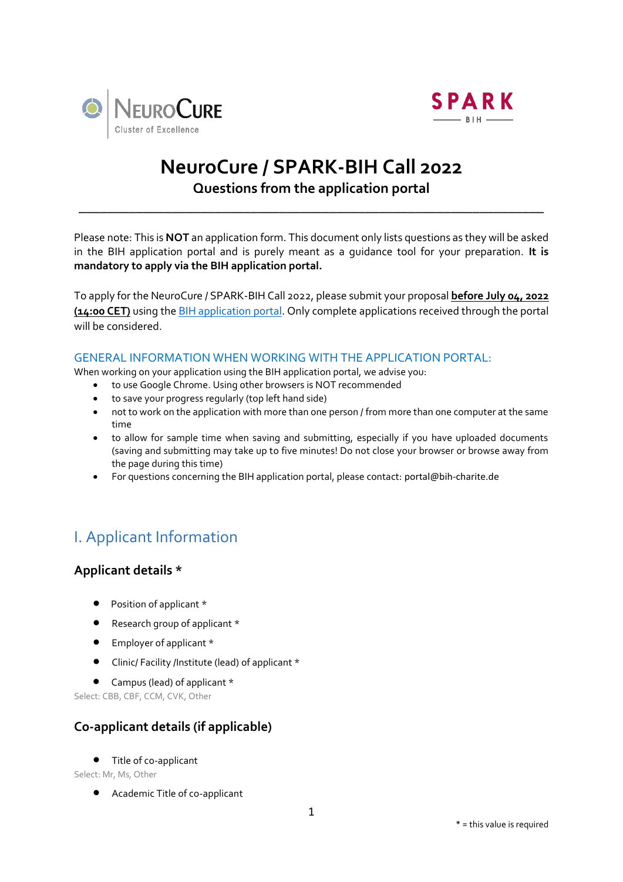# NeuroCure / SPARK-BIH Call 2022

## Questions from the application portal

---

Please note: This is **NOT** an application form. This document only lists questions as they will be asked in the BIH application portal and is purely meant as a guidance tool for your preparation. **It is mandatory to apply via the BIH application portal.**

To apply for the NeuroCure / SPARK-BIH Call 2022, please submit your proposal **before July 04, 2022 (14:00 CET)** using the BIH application portal. Only complete applications received through the portal will be considered.

### GENERAL INFORMATION WHEN WORKING WITH THE APPLICATION PORTAL:

When working on your application using the BIH application portal, we advise you:

- to use Google Chrome. Using other browsers is NOT recommended
- to save your progress regularly (top left hand side)
- not to work on the application with more than one person / from more than one computer at the same time
- to allow for sample time when saving and submitting, especially if you have uploaded documents (saving and submitting may take up to five minutes! Do not close your browser or browse away from the page during this time)
- For questions concerning the BIH application portal, please contact: portal@bih-charite.de

## I. Applicant Information

### Applicant details *

- Position of applicant *
- Research group of applicant *
- Employer of applicant *
- Clinic/ Facility /Institute (lead) of applicant *
- Campus (lead) of applicant *

Select: CBB, CBF, CCM, CVK, Other

### Co-applicant details (if applicable)

- Title of co-applicant

Select: Mr, Ms, Other

- Academic Title of co-applicant

* = this value is required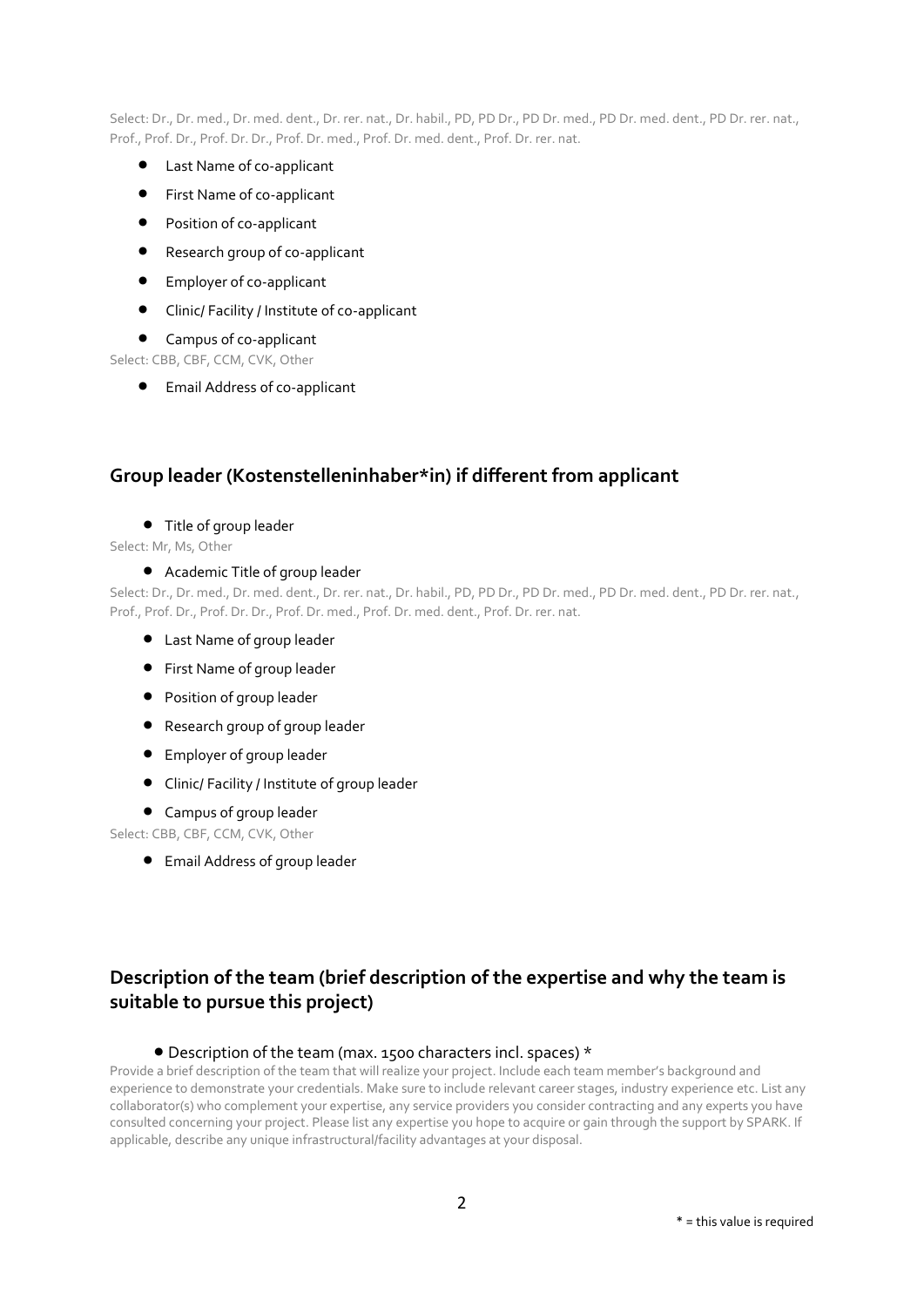Select: Dr., Dr. med., Dr. med. dent., Dr. rer. nat., Dr. habil., PD, PD Dr., PD Dr. med., PD Dr. med. dent., PD Dr. rer. nat., Prof., Prof. Dr., Prof. Dr. Dr., Prof. Dr. med., Prof. Dr. med. dent., Prof. Dr. rer. nat.

- Last Name of co-applicant
- First Name of co-applicant
- Position of co-applicant
- Research group of co-applicant
- Employer of co-applicant
- Clinic/ Facility / Institute of co-applicant
- Campus of co-applicant

Select: CBB, CBF, CCM, CVK, Other

- Email Address of co-applicant

## Group leader (Kostenstelleninhaber*in) if different from applicant

- Title of group leader

Select: Mr, Ms, Other

- Academic Title of group leader

Select: Dr., Dr. med., Dr. med. dent., Dr. rer. nat., Dr. habil., PD, PD Dr., PD Dr. med., PD Dr. med. dent., PD Dr. rer. nat., Prof., Prof. Dr., Prof. Dr. Dr., Prof. Dr. med., Prof. Dr. med. dent., Prof. Dr. rer. nat.

- Last Name of group leader
- First Name of group leader
- Position of group leader
- Research group of group leader
- Employer of group leader
- Clinic/ Facility / Institute of group leader
- Campus of group leader

Select: CBB, CBF, CCM, CVK, Other

- Email Address of group leader

## Description of the team (brief description of the expertise and why the team is suitable to pursue this project)

- Description of the team (max. 1500 characters incl. spaces) *

Provide a brief description of the team that will realize your project. Include each team member's background and experience to demonstrate your credentials. Make sure to include relevant career stages, industry experience etc. List any collaborator(s) who complement your expertise, any service providers you consider contracting and any experts you have consulted concerning your project. Please list any expertise you hope to acquire or gain through the support by SPARK. If applicable, describe any unique infrastructural/facility advantages at your disposal.

* = this value is required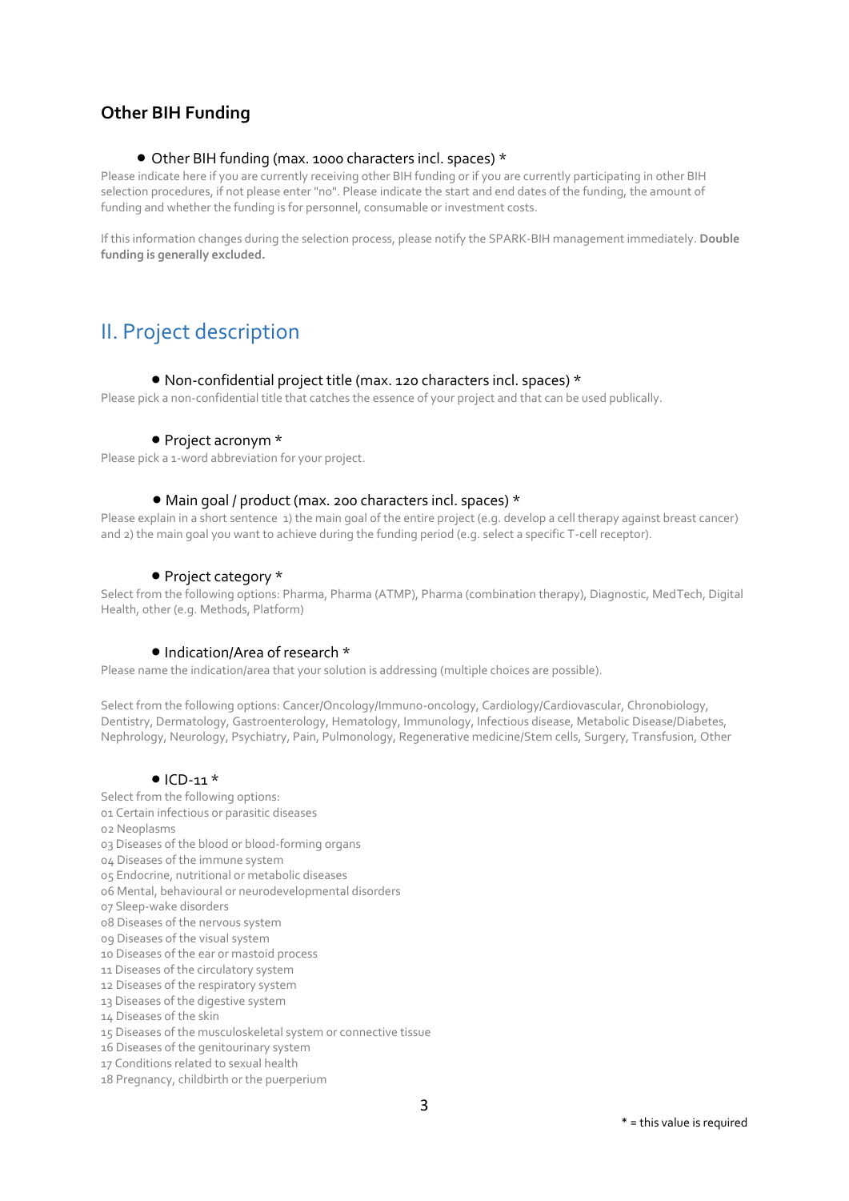## Other BIH Funding

- Other BIH funding (max. 1000 characters incl. spaces) *

Please indicate here if you are currently receiving other BIH funding or if you are currently participating in other BIH selection procedures, if not please enter "no". Please indicate the start and end dates of the funding, the amount of funding and whether the funding is for personnel, consumable or investment costs.

If this information changes during the selection process, please notify the SPARK-BIH management immediately. **Double funding is generally excluded.**

# II. Project description

- Non-confidential project title (max. 120 characters incl. spaces) *

Please pick a non-confidential title that catches the essence of your project and that can be used publically.

- Project acronym *

Please pick a 1-word abbreviation for your project.

- Main goal / product (max. 200 characters incl. spaces) *

Please explain in a short sentence 1) the main goal of the entire project (e.g. develop a cell therapy against breast cancer) and 2) the main goal you want to achieve during the funding period (e.g. select a specific T-cell receptor).

- Project category *

Select from the following options: Pharma, Pharma (ATMP), Pharma (combination therapy), Diagnostic, MedTech, Digital Health, other (e.g. Methods, Platform)

- Indication/Area of research *

Please name the indication/area that your solution is addressing (multiple choices are possible).

Select from the following options: Cancer/Oncology/Immuno-oncology, Cardiology/Cardiovascular, Chronobiology, Dentistry, Dermatology, Gastroenterology, Hematology, Immunology, Infectious disease, Metabolic Disease/Diabetes, Nephrology, Neurology, Psychiatry, Pain, Pulmonology, Regenerative medicine/Stem cells, Surgery, Transfusion, Other

- ICD-11 *

Select from the following options:
01 Certain infectious or parasitic diseases
02 Neoplasms
03 Diseases of the blood or blood-forming organs
04 Diseases of the immune system
05 Endocrine, nutritional or metabolic diseases
06 Mental, behavioural or neurodevelopmental disorders
07 Sleep-wake disorders
08 Diseases of the nervous system
09 Diseases of the visual system
10 Diseases of the ear or mastoid process
11 Diseases of the circulatory system
12 Diseases of the respiratory system
13 Diseases of the digestive system
14 Diseases of the skin
15 Diseases of the musculoskeletal system or connective tissue
16 Diseases of the genitourinary system
17 Conditions related to sexual health
18 Pregnancy, childbirth or the puerperium

* = this value is required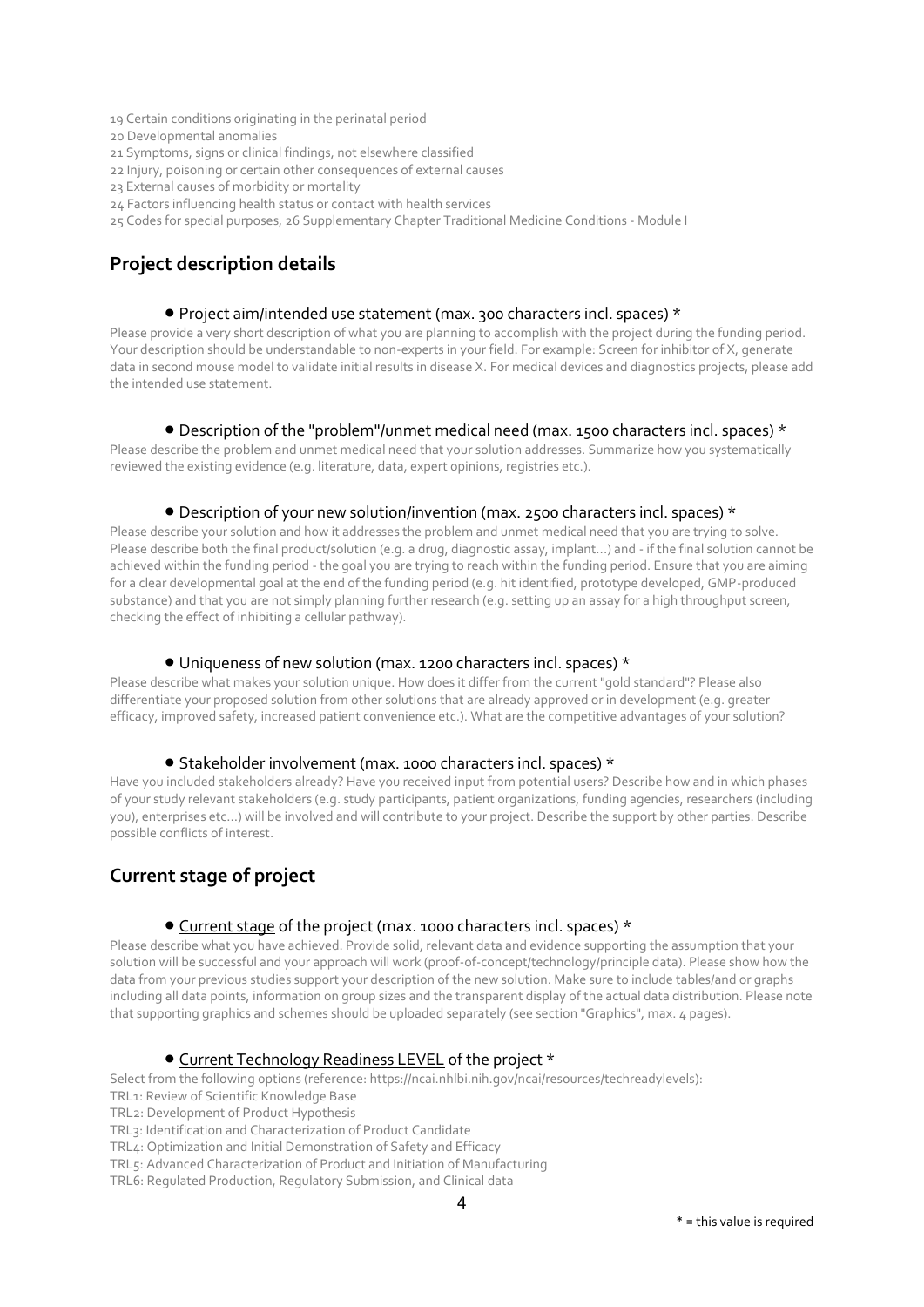19 Certain conditions originating in the perinatal period
20 Developmental anomalies
21 Symptoms, signs or clinical findings, not elsewhere classified
22 Injury, poisoning or certain other consequences of external causes
23 External causes of morbidity or mortality
24 Factors influencing health status or contact with health services
25 Codes for special purposes, 26 Supplementary Chapter Traditional Medicine Conditions - Module I

## Project description details

- Project aim/intended use statement (max. 300 characters incl. spaces) *

Please provide a very short description of what you are planning to accomplish with the project during the funding period. Your description should be understandable to non-experts in your field. For example: Screen for inhibitor of X, generate data in second mouse model to validate initial results in disease X. For medical devices and diagnostics projects, please add the intended use statement.

- Description of the "problem"/unmet medical need (max. 1500 characters incl. spaces) *

Please describe the problem and unmet medical need that your solution addresses. Summarize how you systematically reviewed the existing evidence (e.g. literature, data, expert opinions, registries etc.).

- Description of your new solution/invention (max. 2500 characters incl. spaces) *

Please describe your solution and how it addresses the problem and unmet medical need that you are trying to solve. Please describe both the final product/solution (e.g. a drug, diagnostic assay, implant...) and - if the final solution cannot be achieved within the funding period - the goal you are trying to reach within the funding period. Ensure that you are aiming for a clear developmental goal at the end of the funding period (e.g. hit identified, prototype developed, GMP-produced substance) and that you are not simply planning further research (e.g. setting up an assay for a high throughput screen, checking the effect of inhibiting a cellular pathway).

- Uniqueness of new solution (max. 1200 characters incl. spaces) *

Please describe what makes your solution unique. How does it differ from the current "gold standard"? Please also differentiate your proposed solution from other solutions that are already approved or in development (e.g. greater efficacy, improved safety, increased patient convenience etc.). What are the competitive advantages of your solution?

- Stakeholder involvement (max. 1000 characters incl. spaces) *

Have you included stakeholders already? Have you received input from potential users? Describe how and in which phases of your study relevant stakeholders (e.g. study participants, patient organizations, funding agencies, researchers (including you), enterprises etc...) will be involved and will contribute to your project. Describe the support by other parties. Describe possible conflicts of interest.

## Current stage of project

- Current stage of the project (max. 1000 characters incl. spaces) *

Please describe what you have achieved. Provide solid, relevant data and evidence supporting the assumption that your solution will be successful and your approach will work (proof-of-concept/technology/principle data). Please show how the data from your previous studies support your description of the new solution. Make sure to include tables/and or graphs including all data points, information on group sizes and the transparent display of the actual data distribution. Please note that supporting graphics and schemes should be uploaded separately (see section "Graphics", max. 4 pages).

- Current Technology Readiness LEVEL of the project *

Select from the following options (reference: https://ncai.nhlbi.nih.gov/ncai/resources/techreadylevels):
TRL1: Review of Scientific Knowledge Base
TRL2: Development of Product Hypothesis
TRL3: Identification and Characterization of Product Candidate
TRL4: Optimization and Initial Demonstration of Safety and Efficacy
TRL5: Advanced Characterization of Product and Initiation of Manufacturing
TRL6: Regulated Production, Regulatory Submission, and Clinical data

* = this value is required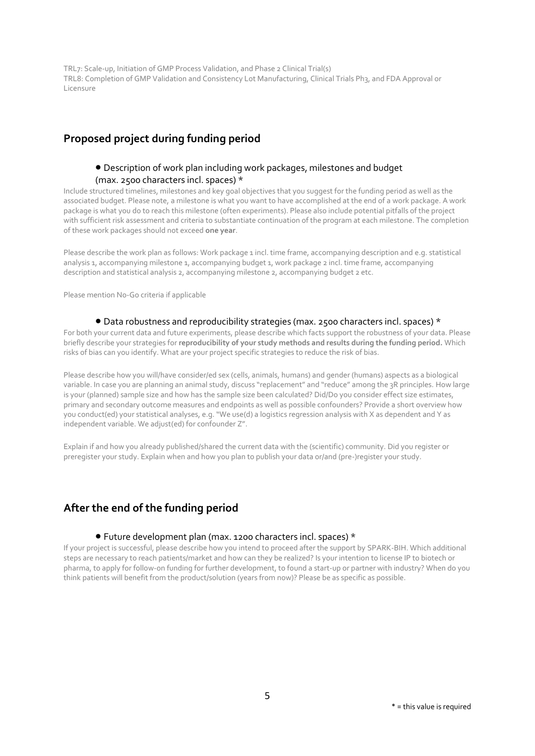TRL7: Scale-up, Initiation of GMP Process Validation, and Phase 2 Clinical Trial(s)
TRL8: Completion of GMP Validation and Consistency Lot Manufacturing, Clinical Trials Ph3, and FDA Approval or Licensure

## Proposed project during funding period

- Description of work plan including work packages, milestones and budget (max. 2500 characters incl. spaces) *

Include structured timelines, milestones and key goal objectives that you suggest for the funding period as well as the associated budget. Please note, a milestone is what you want to have accomplished at the end of a work package. A work package is what you do to reach this milestone (often experiments). Please also include potential pitfalls of the project with sufficient risk assessment and criteria to substantiate continuation of the program at each milestone. The completion of these work packages should not exceed **one year**.

Please describe the work plan as follows: Work package 1 incl. time frame, accompanying description and e.g. statistical analysis 1, accompanying milestone 1, accompanying budget 1, work package 2 incl. time frame, accompanying description and statistical analysis 2, accompanying milestone 2, accompanying budget 2 etc.

Please mention No-Go criteria if applicable

- Data robustness and reproducibility strategies (max. 2500 characters incl. spaces) *

For both your current data and future experiments, please describe which facts support the robustness of your data. Please briefly describe your strategies for **reproducibility of your study methods and results during the funding period.** Which risks of bias can you identify. What are your project specific strategies to reduce the risk of bias.

Please describe how you will/have consider/ed sex (cells, animals, humans) and gender (humans) aspects as a biological variable. In case you are planning an animal study, discuss "replacement" and "reduce" among the 3R principles. How large is your (planned) sample size and how has the sample size been calculated? Did/Do you consider effect size estimates, primary and secondary outcome measures and endpoints as well as possible confounders? Provide a short overview how you conduct(ed) your statistical analyses, e.g. "We use(d) a logistics regression analysis with X as dependent and Y as independent variable. We adjust(ed) for confounder Z".

Explain if and how you already published/shared the current data with the (scientific) community. Did you register or preregister your study. Explain when and how you plan to publish your data or/and (pre-)register your study.

## After the end of the funding period

- Future development plan (max. 1200 characters incl. spaces) *

If your project is successful, please describe how you intend to proceed after the support by SPARK-BIH. Which additional steps are necessary to reach patients/market and how can they be realized? Is your intention to license IP to biotech or pharma, to apply for follow-on funding for further development, to found a start-up or partner with industry? When do you think patients will benefit from the product/solution (years from now)? Please be as specific as possible.

* = this value is required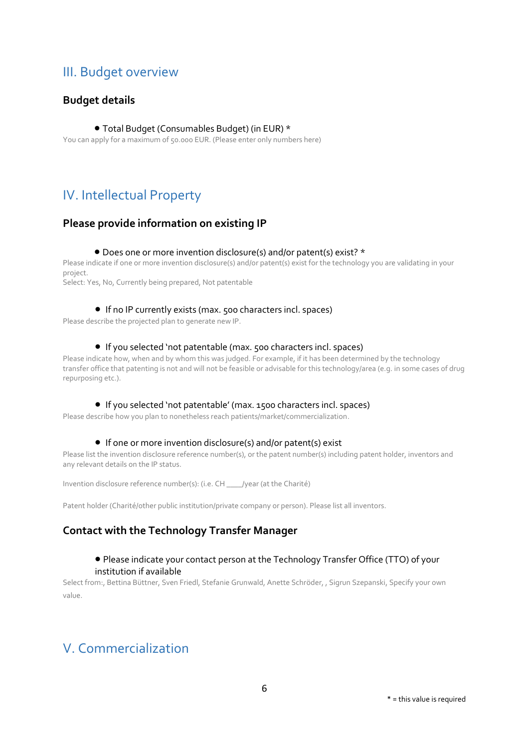## III. Budget overview

### Budget details

- Total Budget (Consumables Budget) (in EUR) *

You can apply for a maximum of 50.000 EUR. (Please enter only numbers here)

## IV. Intellectual Property

### Please provide information on existing IP

- Does one or more invention disclosure(s) and/or patent(s) exist? *

Please indicate if one or more invention disclosure(s) and/or patent(s) exist for the technology you are validating in your project.
Select: Yes, No, Currently being prepared, Not patentable

- If no IP currently exists (max. 500 characters incl. spaces)

Please describe the projected plan to generate new IP.

- If you selected 'not patentable (max. 500 characters incl. spaces)

Please indicate how, when and by whom this was judged. For example, if it has been determined by the technology transfer office that patenting is not and will not be feasible or advisable for this technology/area (e.g. in some cases of drug repurposing etc.).

- If you selected 'not patentable' (max. 1500 characters incl. spaces)

Please describe how you plan to nonetheless reach patients/market/commercialization.

- If one or more invention disclosure(s) and/or patent(s) exist

Please list the invention disclosure reference number(s), or the patent number(s) including patent holder, inventors and any relevant details on the IP status.

Invention disclosure reference number(s): (i.e. CH ____/year (at the Charité)

Patent holder (Charité/other public institution/private company or person). Please list all inventors.

### Contact with the Technology Transfer Manager

- Please indicate your contact person at the Technology Transfer Office (TTO) of your institution if available

Select from:, Bettina Büttner, Sven Friedl, Stefanie Grunwald, Anette Schröder, , Sigrun Szepanski, Specify your own value.

## V. Commercialization

* = this value is required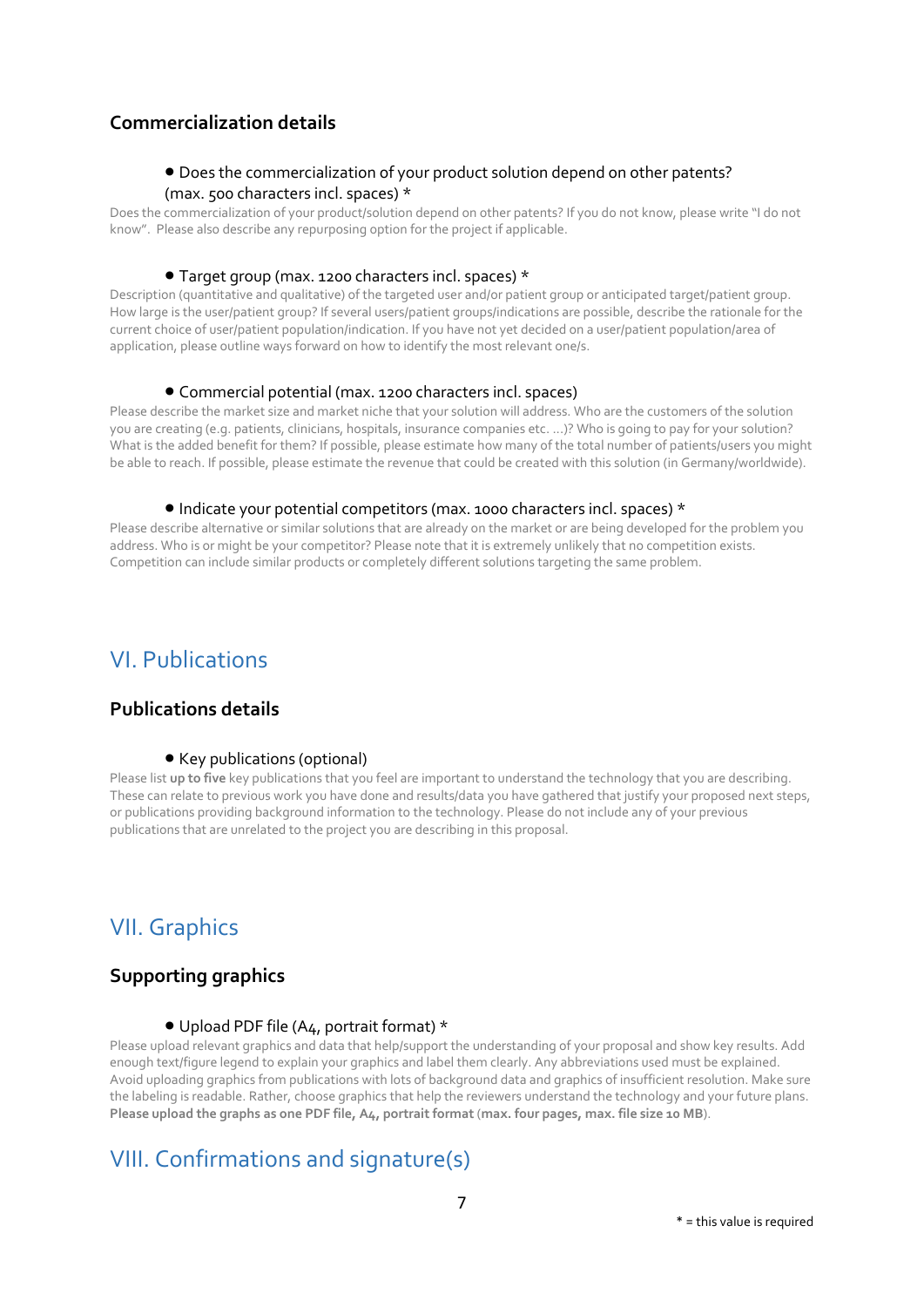### Commercialization details

- Does the commercialization of your product solution depend on other patents? (max. 500 characters incl. spaces) *

Does the commercialization of your product/solution depend on other patents? If you do not know, please write "I do not know". Please also describe any repurposing option for the project if applicable.

- Target group (max. 1200 characters incl. spaces) *

Description (quantitative and qualitative) of the targeted user and/or patient group or anticipated target/patient group. How large is the user/patient group? If several users/patient groups/indications are possible, describe the rationale for the current choice of user/patient population/indication. If you have not yet decided on a user/patient population/area of application, please outline ways forward on how to identify the most relevant one/s.

- Commercial potential (max. 1200 characters incl. spaces)

Please describe the market size and market niche that your solution will address. Who are the customers of the solution you are creating (e.g. patients, clinicians, hospitals, insurance companies etc. ...)? Who is going to pay for your solution? What is the added benefit for them? If possible, please estimate how many of the total number of patients/users you might be able to reach. If possible, please estimate the revenue that could be created with this solution (in Germany/worldwide).

- Indicate your potential competitors (max. 1000 characters incl. spaces) *

Please describe alternative or similar solutions that are already on the market or are being developed for the problem you address. Who is or might be your competitor? Please note that it is extremely unlikely that no competition exists. Competition can include similar products or completely different solutions targeting the same problem.

## VI. Publications

### Publications details

- Key publications (optional)

Please list **up to five** key publications that you feel are important to understand the technology that you are describing. These can relate to previous work you have done and results/data you have gathered that justify your proposed next steps, or publications providing background information to the technology. Please do not include any of your previous publications that are unrelated to the project you are describing in this proposal.

## VII. Graphics

### Supporting graphics

- Upload PDF file (A4, portrait format) *

Please upload relevant graphics and data that help/support the understanding of your proposal and show key results. Add enough text/figure legend to explain your graphics and label them clearly. Any abbreviations used must be explained. Avoid uploading graphics from publications with lots of background data and graphics of insufficient resolution. Make sure the labeling is readable. Rather, choose graphics that help the reviewers understand the technology and your future plans. **Please upload the graphs as one PDF file, A4, portrait format** (**max. four pages, max. file size 10 MB**).

## VIII. Confirmations and signature(s)

* = this value is required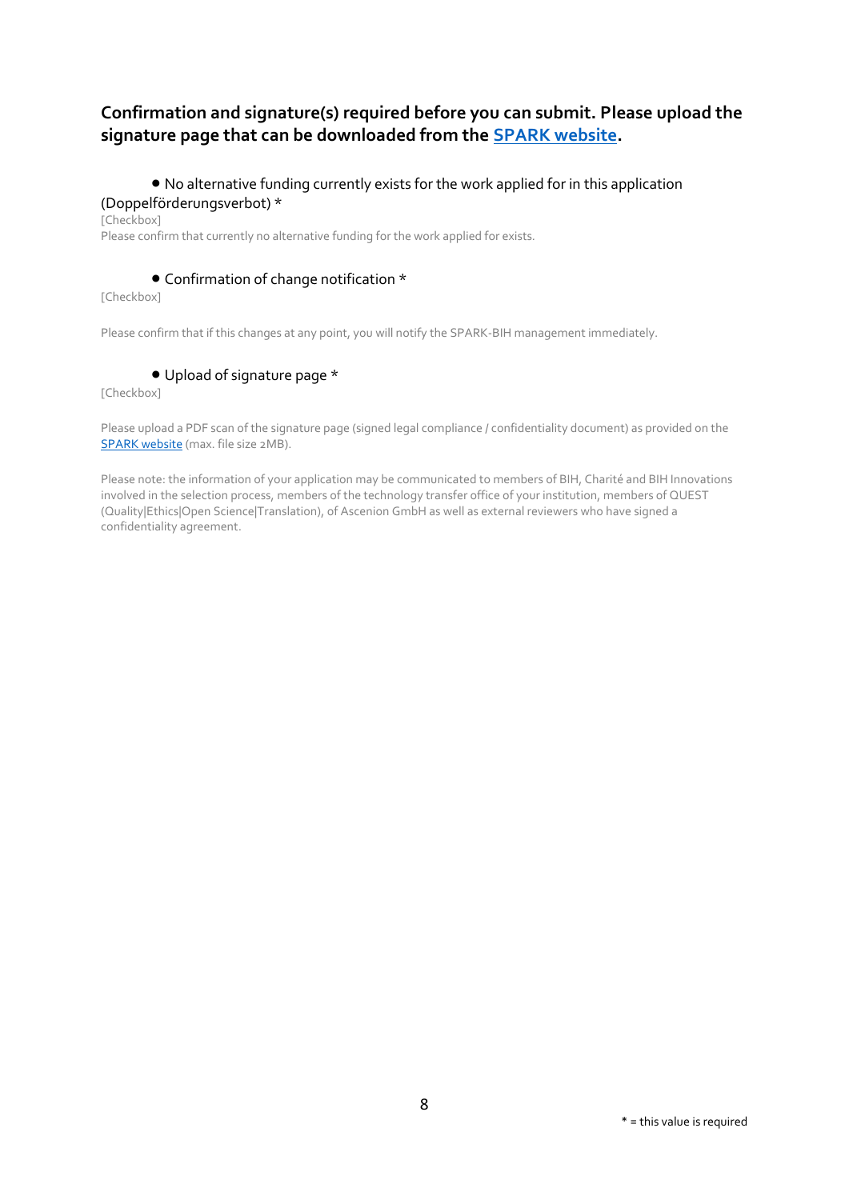**Confirmation and signature(s) required before you can submit. Please upload the signature page that can be downloaded from the [SPARK website](#).**

- No alternative funding currently exists for the work applied for in this application (Doppelförderungsverbot) *

[Checkbox]

Please confirm that currently no alternative funding for the work applied for exists.

- Confirmation of change notification *

[Checkbox]

Please confirm that if this changes at any point, you will notify the SPARK-BIH management immediately.

- Upload of signature page *

[Checkbox]

Please upload a PDF scan of the signature page (signed legal compliance / confidentiality document) as provided on the [SPARK website](#) (max. file size 2MB).

Please note: the information of your application may be communicated to members of BIH, Charité and BIH Innovations involved in the selection process, members of the technology transfer office of your institution, members of QUEST (Quality|Ethics|Open Science|Translation), of Ascenion GmbH as well as external reviewers who have signed a confidentiality agreement.

* = this value is required